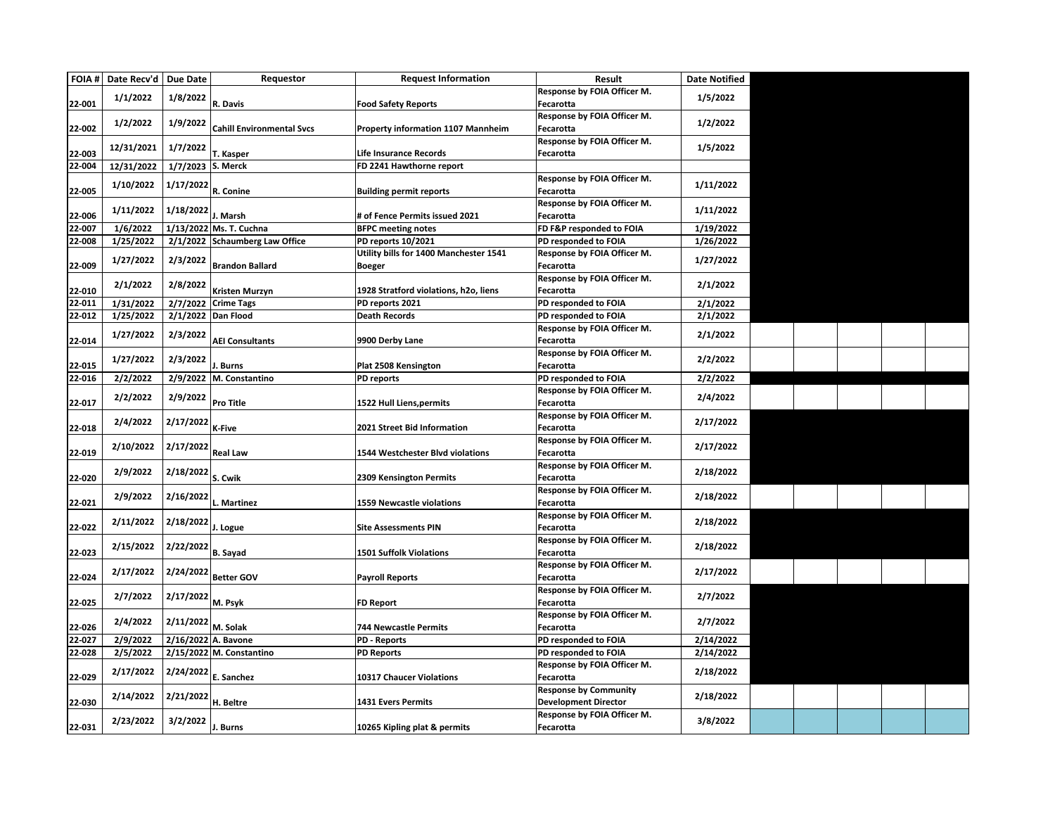| FOIA # | Date Recv'd | Due Date | Requestor | Request Information | Result | Date Notified |
|---|---|---|---|---|---|---|
| 22-001 | 1/1/2022 | 1/8/2022 | R. Davis | Food Safety Reports | Response by FOIA Officer M. Fecarotta | 1/5/2022 |
| 22-002 | 1/2/2022 | 1/9/2022 | Cahill Environmental Svcs | Property information 1107 Mannheim | Response by FOIA Officer M. Fecarotta | 1/2/2022 |
| 22-003 | 12/31/2021 | 1/7/2022 | T. Kasper | Life Insurance Records | Response by FOIA Officer M. Fecarotta | 1/5/2022 |
| 22-004 | 12/31/2022 | 1/7/2023 | S. Merck | FD 2241 Hawthorne report | | |
| 22-005 | 1/10/2022 | 1/17/2022 | R. Conine | Building permit reports | Response by FOIA Officer M. Fecarotta | 1/11/2022 |
| 22-006 | 1/11/2022 | 1/18/2022 | J. Marsh | # of Fence Permits issued 2021 | Response by FOIA Officer M. Fecarotta | 1/11/2022 |
| 22-007 | 1/6/2022 | 1/13/2022 | Ms. T. Cuchna | BFPC meeting notes | FD F&P responded to FOIA | 1/19/2022 |
| 22-008 | 1/25/2022 | 2/1/2022 | Schaumberg Law Office | PD reports 10/2021 | PD responded to FOIA | 1/26/2022 |
| 22-009 | 1/27/2022 | 2/3/2022 | Brandon Ballard | Utility bills for 1400 Manchester 1541 Boeger | Response by FOIA Officer M. Fecarotta | 1/27/2022 |
| 22-010 | 2/1/2022 | 2/8/2022 | Kristen Murzyn | 1928 Stratford violations, h2o, liens | Response by FOIA Officer M. Fecarotta | 2/1/2022 |
| 22-011 | 1/31/2022 | 2/7/2022 | Crime Tags | PD reports 2021 | PD responded to FOIA | 2/1/2022 |
| 22-012 | 1/25/2022 | 2/1/2022 | Dan Flood | Death Records | PD responded to FOIA | 2/1/2022 |
| 22-014 | 1/27/2022 | 2/3/2022 | AEI Consultants | 9900 Derby Lane | Response by FOIA Officer M. Fecarotta | 2/1/2022 |
| 22-015 | 1/27/2022 | 2/3/2022 | J. Burns | Plat 2508 Kensington | Response by FOIA Officer M. Fecarotta | 2/2/2022 |
| 22-016 | 2/2/2022 | 2/9/2022 | M. Constantino | PD reports | PD responded to FOIA | 2/2/2022 |
| 22-017 | 2/2/2022 | 2/9/2022 | Pro Title | 1522 Hull Liens,permits | Response by FOIA Officer M. Fecarotta | 2/4/2022 |
| 22-018 | 2/4/2022 | 2/17/2022 | K-Five | 2021 Street Bid Information | Response by FOIA Officer M. Fecarotta | 2/17/2022 |
| 22-019 | 2/10/2022 | 2/17/2022 | Real Law | 1544 Westchester Blvd violations | Response by FOIA Officer M. Fecarotta | 2/17/2022 |
| 22-020 | 2/9/2022 | 2/18/2022 | S. Cwik | 2309 Kensington Permits | Response by FOIA Officer M. Fecarotta | 2/18/2022 |
| 22-021 | 2/9/2022 | 2/16/2022 | L. Martinez | 1559 Newcastle violations | Response by FOIA Officer M. Fecarotta | 2/18/2022 |
| 22-022 | 2/11/2022 | 2/18/2022 | J. Logue | Site Assessments PIN | Response by FOIA Officer M. Fecarotta | 2/18/2022 |
| 22-023 | 2/15/2022 | 2/22/2022 | B. Sayad | 1501 Suffolk Violations | Response by FOIA Officer M. Fecarotta | 2/18/2022 |
| 22-024 | 2/17/2022 | 2/24/2022 | Better GOV | Payroll Reports | Response by FOIA Officer M. Fecarotta | 2/17/2022 |
| 22-025 | 2/7/2022 | 2/17/2022 | M. Psyk | FD Report | Response by FOIA Officer M. Fecarotta | 2/7/2022 |
| 22-026 | 2/4/2022 | 2/11/2022 | M. Solak | 744 Newcastle Permits | Response by FOIA Officer M. Fecarotta | 2/7/2022 |
| 22-027 | 2/9/2022 | 2/16/2022 | A. Bavone | PD - Reports | PD responded to FOIA | 2/14/2022 |
| 22-028 | 2/5/2022 | 2/15/2022 | M. Constantino | PD Reports | PD responded to FOIA | 2/14/2022 |
| 22-029 | 2/17/2022 | 2/24/2022 | E. Sanchez | 10317 Chaucer Violations | Response by FOIA Officer M. Fecarotta | 2/18/2022 |
| 22-030 | 2/14/2022 | 2/21/2022 | H. Beltre | 1431 Evers Permits | Response by Community Development Director | 2/18/2022 |
| 22-031 | 2/23/2022 | 3/2/2022 | J. Burns | 10265 Kipling plat & permits | Response by FOIA Officer M. Fecarotta | 3/8/2022 |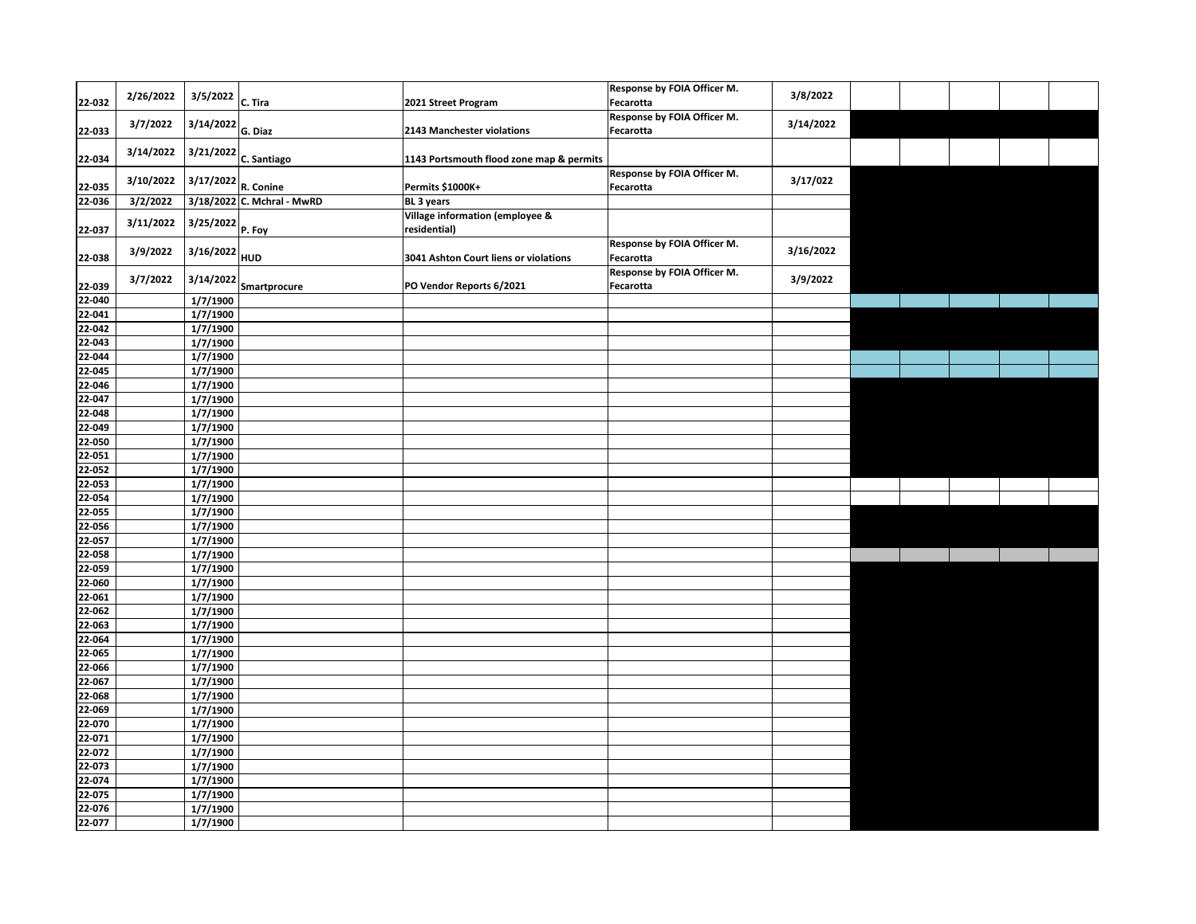| | | | | | | | | | | | |
|---|---|---|---|---|---|---|---|---|---|---|---|
| 22-032 | 2/26/2022 | 3/5/2022 | C. Tira | 2021 Street Program | Response by FOIA Officer M. Fecarotta | 3/8/2022 | | | | | |
| 22-033 | 3/7/2022 | 3/14/2022 | G. Diaz | 2143 Manchester violations | Response by FOIA Officer M. Fecarotta | 3/14/2022 | | | | | |
| 22-034 | 3/14/2022 | 3/21/2022 | C. Santiago | 1143 Portsmouth flood zone map & permits | | | | | | | |
| 22-035 | 3/10/2022 | 3/17/2022 | R. Conine | Permits $1000K+ | Response by FOIA Officer M. Fecarotta | 3/17/022 | | | | | |
| 22-036 | 3/2/2022 | 3/18/2022 | C. Mchral - MwRD | BL 3 years | | | | | | | |
| 22-037 | 3/11/2022 | 3/25/2022 | P. Foy | Village information (employee & residential) | | | | | | | |
| 22-038 | 3/9/2022 | 3/16/2022 | HUD | 3041 Ashton Court liens or violations | Response by FOIA Officer M. Fecarotta | 3/16/2022 | | | | | |
| 22-039 | 3/7/2022 | 3/14/2022 | Smartprocure | PO Vendor Reports 6/2021 | Response by FOIA Officer M. Fecarotta | 3/9/2022 | | | | | |
| 22-040 | | 1/7/1900 | | | | | | | | | |
| 22-041 | | 1/7/1900 | | | | | | | | | |
| 22-042 | | 1/7/1900 | | | | | | | | | |
| 22-043 | | 1/7/1900 | | | | | | | | | |
| 22-044 | | 1/7/1900 | | | | | | | | | |
| 22-045 | | 1/7/1900 | | | | | | | | | |
| 22-046 | | 1/7/1900 | | | | | | | | | |
| 22-047 | | 1/7/1900 | | | | | | | | | |
| 22-048 | | 1/7/1900 | | | | | | | | | |
| 22-049 | | 1/7/1900 | | | | | | | | | |
| 22-050 | | 1/7/1900 | | | | | | | | | |
| 22-051 | | 1/7/1900 | | | | | | | | | |
| 22-052 | | 1/7/1900 | | | | | | | | | |
| 22-053 | | 1/7/1900 | | | | | | | | | |
| 22-054 | | 1/7/1900 | | | | | | | | | |
| 22-055 | | 1/7/1900 | | | | | | | | | |
| 22-056 | | 1/7/1900 | | | | | | | | | |
| 22-057 | | 1/7/1900 | | | | | | | | | |
| 22-058 | | 1/7/1900 | | | | | | | | | |
| 22-059 | | 1/7/1900 | | | | | | | | | |
| 22-060 | | 1/7/1900 | | | | | | | | | |
| 22-061 | | 1/7/1900 | | | | | | | | | |
| 22-062 | | 1/7/1900 | | | | | | | | | |
| 22-063 | | 1/7/1900 | | | | | | | | | |
| 22-064 | | 1/7/1900 | | | | | | | | | |
| 22-065 | | 1/7/1900 | | | | | | | | | |
| 22-066 | | 1/7/1900 | | | | | | | | | |
| 22-067 | | 1/7/1900 | | | | | | | | | |
| 22-068 | | 1/7/1900 | | | | | | | | | |
| 22-069 | | 1/7/1900 | | | | | | | | | |
| 22-070 | | 1/7/1900 | | | | | | | | | |
| 22-071 | | 1/7/1900 | | | | | | | | | |
| 22-072 | | 1/7/1900 | | | | | | | | | |
| 22-073 | | 1/7/1900 | | | | | | | | | |
| 22-074 | | 1/7/1900 | | | | | | | | | |
| 22-075 | | 1/7/1900 | | | | | | | | | |
| 22-076 | | 1/7/1900 | | | | | | | | | |
| 22-077 | | 1/7/1900 | | | | | | | | | |